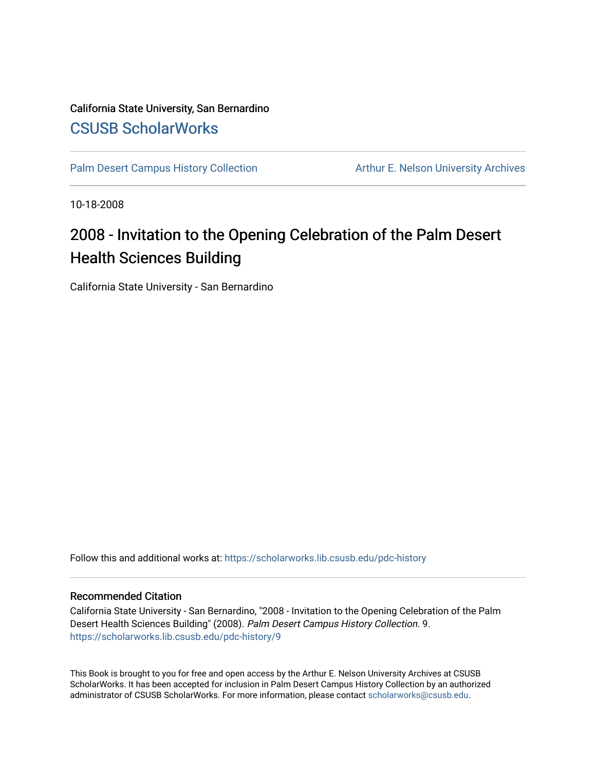California State University, San Bernardino

CSUSB ScholarWorks

Palm Desert Campus History Collection | Arthur E. Nelson University Archives

10-18-2008

# 2008 - Invitation to the Opening Celebration of the Palm Desert Health Sciences Building

California State University - San Bernardino

Follow this and additional works at: https://scholarworks.lib.csusb.edu/pdc-history

## Recommended Citation

California State University - San Bernardino, "2008 - Invitation to the Opening Celebration of the Palm Desert Health Sciences Building" (2008). *Palm Desert Campus History Collection*. 9.
https://scholarworks.lib.csusb.edu/pdc-history/9

This Book is brought to you for free and open access by the Arthur E. Nelson University Archives at CSUSB ScholarWorks. It has been accepted for inclusion in Palm Desert Campus History Collection by an authorized administrator of CSUSB ScholarWorks. For more information, please contact scholarworks@csusb.edu.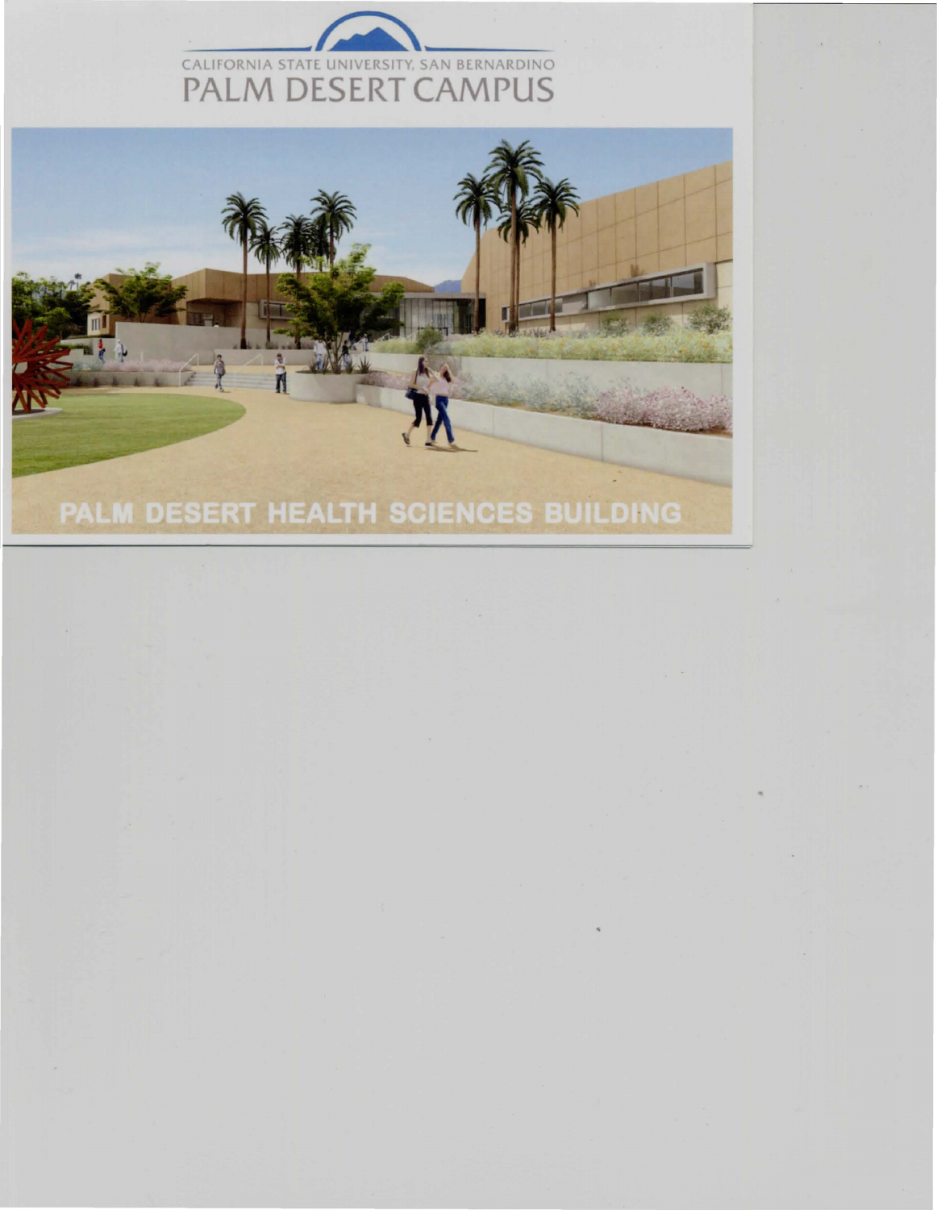CALIFORNIA STATE UNIVERSITY, SAN BERNARDINO

# PALM DESERT CAMPUS

PALM DESERT HEALTH SCIENCES BUILDING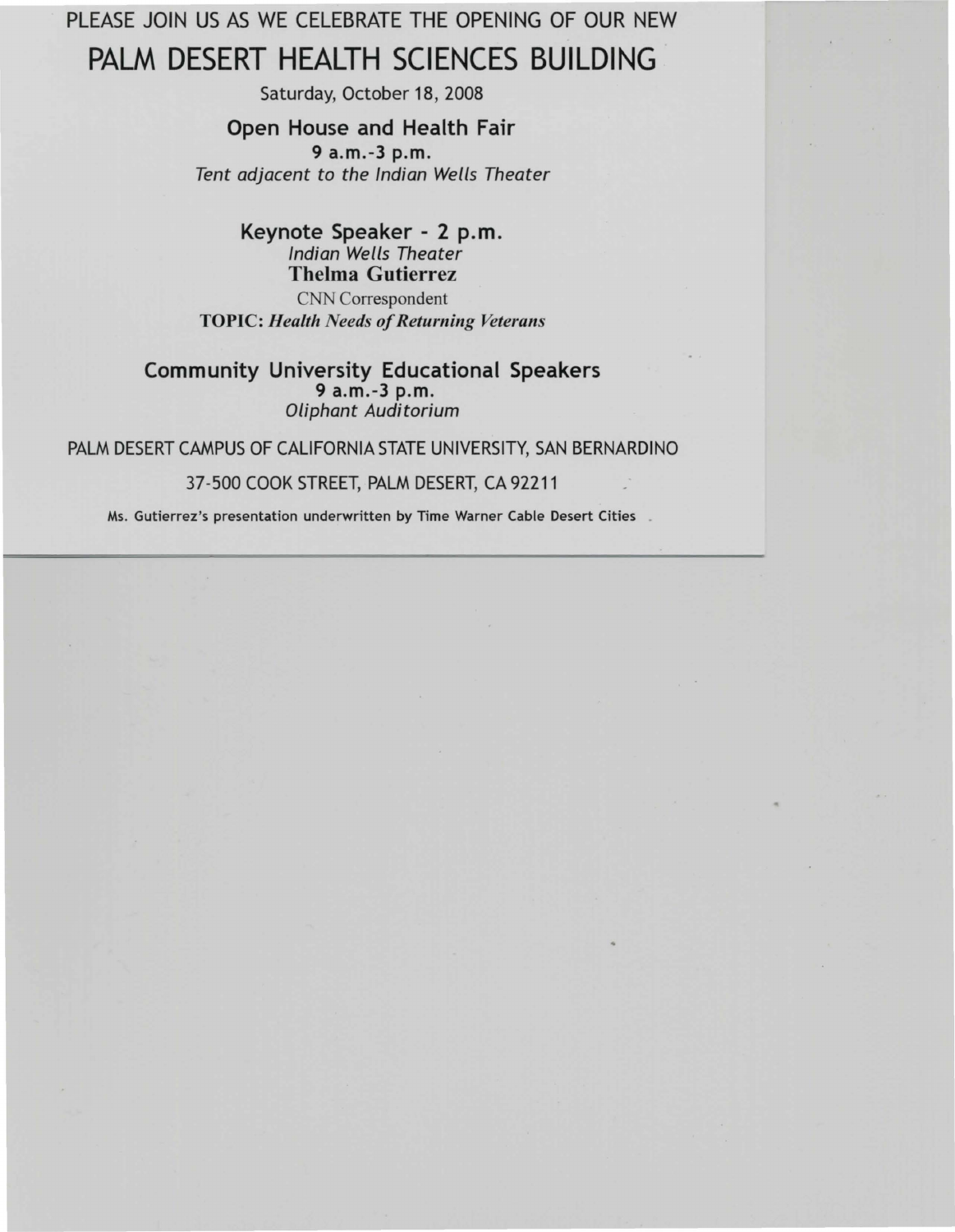PLEASE JOIN US AS WE CELEBRATE THE OPENING OF OUR NEW

# PALM DESERT HEALTH SCIENCES BUILDING

Saturday, October 18, 2008

## Open House and Health Fair

**9 a.m.-3 p.m.**

*Tent adjacent to the Indian Wells Theater*

## Keynote Speaker - 2 p.m.

*Indian Wells Theater*

**Thelma Gutierrez**

CNN Correspondent

**TOPIC:** ***Health Needs of Returning Veterans***

## Community University Educational Speakers

**9 a.m.-3 p.m.**

*Oliphant Auditorium*

PALM DESERT CAMPUS OF CALIFORNIA STATE UNIVERSITY, SAN BERNARDINO

37-500 COOK STREET, PALM DESERT, CA 92211

**Ms. Gutierrez's presentation underwritten by Time Warner Cable Desert Cities**